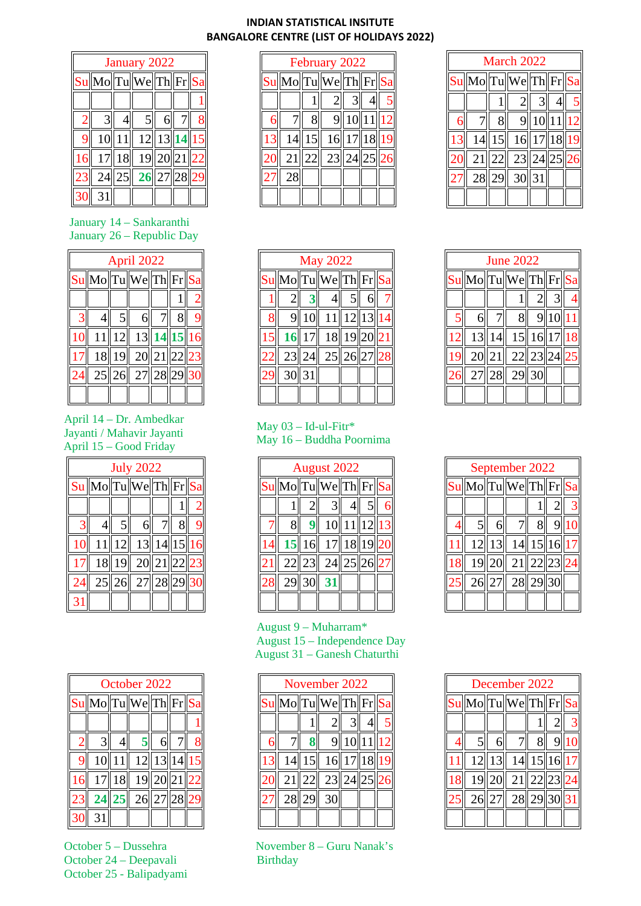# INDIAN STATISTICAL INSITUTE
## BANGALORE CENTRE (LIST OF HOLIDAYS 2022)

### January 2022

| Su | Mo | Tu | We | Th | Fr | Sa |
|---|---|---|---|---|---|---|
| | | | | | | 1 |
| 2 | 3 | 4 | 5 | 6 | 7 | 8 |
| 9 | 10 | 11 | 12 | 13 | 14 | 15 |
| 16 | 17 | 18 | 19 | 20 | 21 | 22 |
| 23 | 24 | 25 | 26 | 27 | 28 | 29 |
| 30 | 31 | | | | | |

January 14 – Sankaranthi
January 26 – Republic Day

### February 2022

| Su | Mo | Tu | We | Th | Fr | Sa |
|---|---|---|---|---|---|---|
| | | 1 | 2 | 3 | 4 | 5 |
| 6 | 7 | 8 | 9 | 10 | 11 | 12 |
| 13 | 14 | 15 | 16 | 17 | 18 | 19 |
| 20 | 21 | 22 | 23 | 24 | 25 | 26 |
| 27 | 28 | | | | | |

### March 2022

| Su | Mo | Tu | We | Th | Fr | Sa |
|---|---|---|---|---|---|---|
| | | 1 | 2 | 3 | 4 | 5 |
| 6 | 7 | 8 | 9 | 10 | 11 | 12 |
| 13 | 14 | 15 | 16 | 17 | 18 | 19 |
| 20 | 21 | 22 | 23 | 24 | 25 | 26 |
| 27 | 28 | 29 | 30 | 31 | | |

### April 2022

| Su | Mo | Tu | We | Th | Fr | Sa |
|---|---|---|---|---|---|---|
| | | | | | 1 | 2 |
| 3 | 4 | 5 | 6 | 7 | 8 | 9 |
| 10 | 11 | 12 | 13 | 14 | 15 | 16 |
| 17 | 18 | 19 | 20 | 21 | 22 | 23 |
| 24 | 25 | 26 | 27 | 28 | 29 | 30 |

April 14 – Dr. Ambedkar Jayanti / Mahavir Jayanti
April 15 – Good Friday

### May 2022

| Su | Mo | Tu | We | Th | Fr | Sa |
|---|---|---|---|---|---|---|
| 1 | 2 | 3 | 4 | 5 | 6 | 7 |
| 8 | 9 | 10 | 11 | 12 | 13 | 14 |
| 15 | 16 | 17 | 18 | 19 | 20 | 21 |
| 22 | 23 | 24 | 25 | 26 | 27 | 28 |
| 29 | 30 | 31 | | | | |

May 03 – Id-ul-Fitr*
May 16 – Buddha Poornima

### June 2022

| Su | Mo | Tu | We | Th | Fr | Sa |
|---|---|---|---|---|---|---|
| | | | 1 | 2 | 3 | 4 |
| 5 | 6 | 7 | 8 | 9 | 10 | 11 |
| 12 | 13 | 14 | 15 | 16 | 17 | 18 |
| 19 | 20 | 21 | 22 | 23 | 24 | 25 |
| 26 | 27 | 28 | 29 | 30 | | |

### July 2022

| Su | Mo | Tu | We | Th | Fr | Sa |
|---|---|---|---|---|---|---|
| | | | | | 1 | 2 |
| 3 | 4 | 5 | 6 | 7 | 8 | 9 |
| 10 | 11 | 12 | 13 | 14 | 15 | 16 |
| 17 | 18 | 19 | 20 | 21 | 22 | 23 |
| 24 | 25 | 26 | 27 | 28 | 29 | 30 |
| 31 | | | | | | |

### August 2022

| Su | Mo | Tu | We | Th | Fr | Sa |
|---|---|---|---|---|---|---|
| | 1 | 2 | 3 | 4 | 5 | 6 |
| 7 | 8 | 9 | 10 | 11 | 12 | 13 |
| 14 | 15 | 16 | 17 | 18 | 19 | 20 |
| 21 | 22 | 23 | 24 | 25 | 26 | 27 |
| 28 | 29 | 30 | 31 | | | |

August 9 – Muharram*
August 15 – Independence Day
August 31 – Ganesh Chaturthi

### September 2022

| Su | Mo | Tu | We | Th | Fr | Sa |
|---|---|---|---|---|---|---|
| | | | | 1 | 2 | 3 |
| 4 | 5 | 6 | 7 | 8 | 9 | 10 |
| 11 | 12 | 13 | 14 | 15 | 16 | 17 |
| 18 | 19 | 20 | 21 | 22 | 23 | 24 |
| 25 | 26 | 27 | 28 | 29 | 30 | |

### October 2022

| Su | Mo | Tu | We | Th | Fr | Sa |
|---|---|---|---|---|---|---|
| | | | | | | 1 |
| 2 | 3 | 4 | 5 | 6 | 7 | 8 |
| 9 | 10 | 11 | 12 | 13 | 14 | 15 |
| 16 | 17 | 18 | 19 | 20 | 21 | 22 |
| 23 | 24 | 25 | 26 | 27 | 28 | 29 |
| 30 | 31 | | | | | |

October 5 – Dussehra
October 24 – Deepavali
October 25 - Balipadyami

### November 2022

| Su | Mo | Tu | We | Th | Fr | Sa |
|---|---|---|---|---|---|---|
| | | 1 | 2 | 3 | 4 | 5 |
| 6 | 7 | 8 | 9 | 10 | 11 | 12 |
| 13 | 14 | 15 | 16 | 17 | 18 | 19 |
| 20 | 21 | 22 | 23 | 24 | 25 | 26 |
| 27 | 28 | 29 | 30 | | | |

November 8 – Guru Nanak's Birthday

### December 2022

| Su | Mo | Tu | We | Th | Fr | Sa |
|---|---|---|---|---|---|---|
| | | | | 1 | 2 | 3 |
| 4 | 5 | 6 | 7 | 8 | 9 | 10 |
| 11 | 12 | 13 | 14 | 15 | 16 | 17 |
| 18 | 19 | 20 | 21 | 22 | 23 | 24 |
| 25 | 26 | 27 | 28 | 29 | 30 | 31 |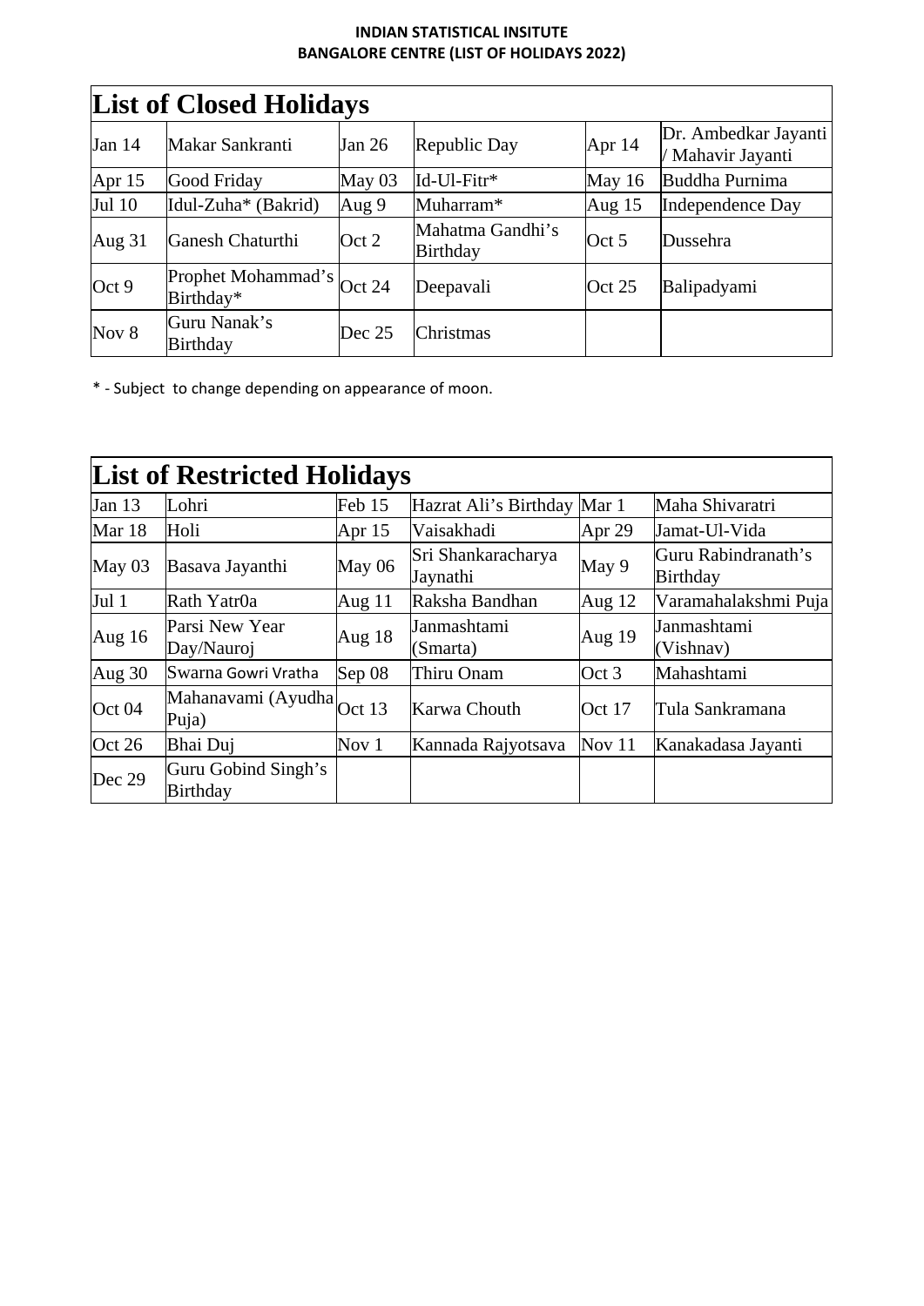**INDIAN STATISTICAL INSITUTE**
**BANGALORE CENTRE (LIST OF HOLIDAYS 2022)**

## List of Closed Holidays

| | | | | | |
|---|---|---|---|---|---|
| Jan 14 | Makar Sankranti | Jan 26 | Republic Day | Apr 14 | Dr. Ambedkar Jayanti / Mahavir Jayanti |
| Apr 15 | Good Friday | May 03 | Id-Ul-Fitr* | May 16 | Buddha Purnima |
| Jul 10 | Idul-Zuha* (Bakrid) | Aug 9 | Muharram* | Aug 15 | Independence Day |
| Aug 31 | Ganesh Chaturthi | Oct 2 | Mahatma Gandhi's Birthday | Oct 5 | Dussehra |
| Oct 9 | Prophet Mohammad's Birthday* | Oct 24 | Deepavali | Oct 25 | Balipadyami |
| Nov 8 | Guru Nanak's Birthday | Dec 25 | Christmas | | |

* - Subject to change depending on appearance of moon.

## List of Restricted Holidays

| | | | | | |
|---|---|---|---|---|---|
| Jan 13 | Lohri | Feb 15 | Hazrat Ali's Birthday | Mar 1 | Maha Shivaratri |
| Mar 18 | Holi | Apr 15 | Vaisakhadi | Apr 29 | Jamat-Ul-Vida |
| May 03 | Basava Jayanthi | May 06 | Sri Shankaracharya Jaynathi | May 9 | Guru Rabindranath's Birthday |
| Jul 1 | Rath Yatr0a | Aug 11 | Raksha Bandhan | Aug 12 | Varamahalakshmi Puja |
| Aug 16 | Parsi New Year Day/Nauroj | Aug 18 | Janmashtami (Smarta) | Aug 19 | Janmashtami (Vishnav) |
| Aug 30 | Swarna Gowri Vratha | Sep 08 | Thiru Onam | Oct 3 | Mahashtami |
| Oct 04 | Mahanavami (Ayudha Puja) | Oct 13 | Karwa Chouth | Oct 17 | Tula Sankramana |
| Oct 26 | Bhai Duj | Nov 1 | Kannada Rajyotsava | Nov 11 | Kanakadasa Jayanti |
| Dec 29 | Guru Gobind Singh's Birthday | | | | |